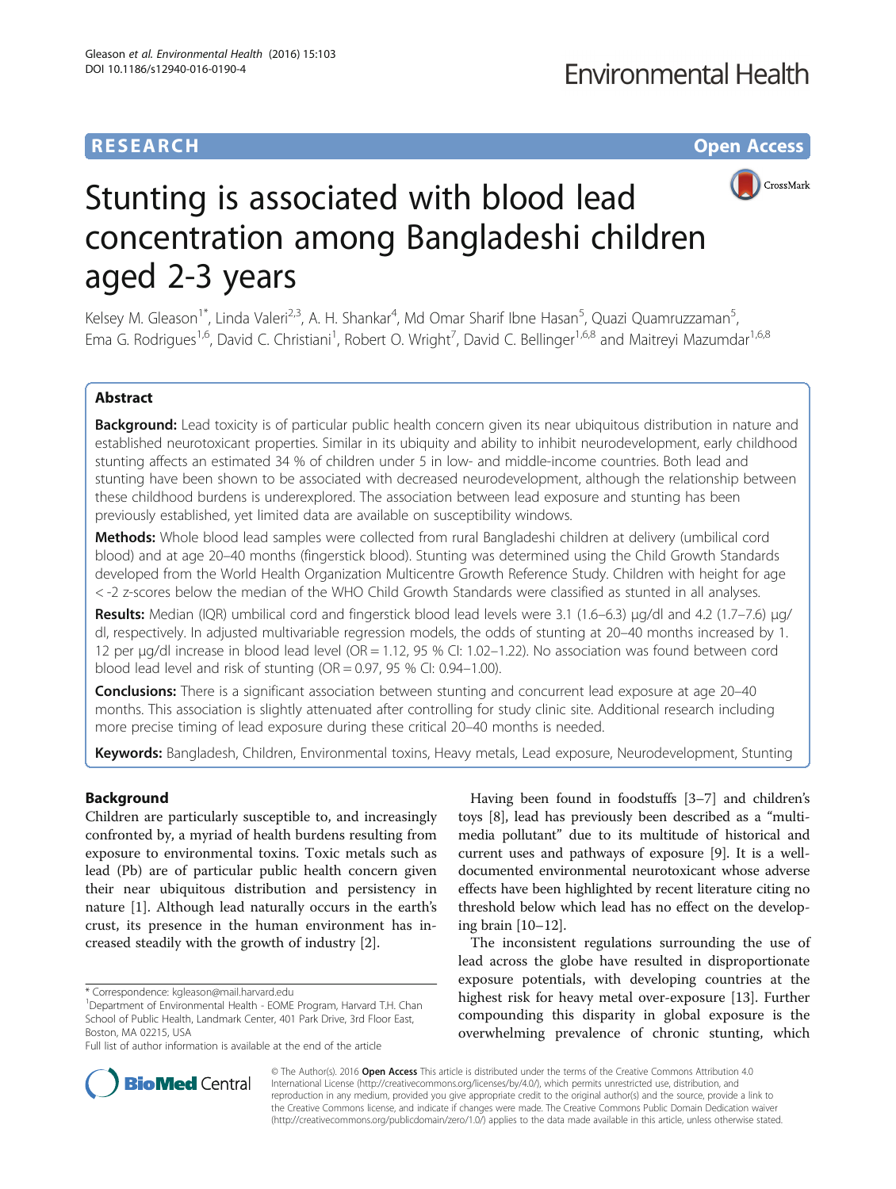RESEARCH **Open Access**

# Stunting is associated with blood lead concentration among Bangladeshi children aged 2-3 years

Kelsey M. Gleason[1*], Linda Valeri[2,3], A. H. Shankar[4], Md Omar Sharif Ibne Hasan[5], Quazi Quamruzzaman[5], Ema G. Rodrigues[1,6], David C. Christiani[1], Robert O. Wright[7], David C. Bellinger[1,6,8] and Maitreyi Mazumdar[1,6,8]

## Abstract

**Background:** Lead toxicity is of particular public health concern given its near ubiquitous distribution in nature and established neurotoxicant properties. Similar in its ubiquity and ability to inhibit neurodevelopment, early childhood stunting affects an estimated 34 % of children under 5 in low- and middle-income countries. Both lead and stunting have been shown to be associated with decreased neurodevelopment, although the relationship between these childhood burdens is underexplored. The association between lead exposure and stunting has been previously established, yet limited data are available on susceptibility windows.

**Methods:** Whole blood lead samples were collected from rural Bangladeshi children at delivery (umbilical cord blood) and at age 20–40 months (fingerstick blood). Stunting was determined using the Child Growth Standards developed from the World Health Organization Multicentre Growth Reference Study. Children with height for age < -2 z-scores below the median of the WHO Child Growth Standards were classified as stunted in all analyses.

**Results:** Median (IQR) umbilical cord and fingerstick blood lead levels were 3.1 (1.6–6.3) μg/dl and 4.2 (1.7–7.6) μg/dl, respectively. In adjusted multivariable regression models, the odds of stunting at 20–40 months increased by 1.12 per μg/dl increase in blood lead level (OR = 1.12, 95 % CI: 1.02–1.22). No association was found between cord blood lead level and risk of stunting (OR = 0.97, 95 % CI: 0.94–1.00).

**Conclusions:** There is a significant association between stunting and concurrent lead exposure at age 20–40 months. This association is slightly attenuated after controlling for study clinic site. Additional research including more precise timing of lead exposure during these critical 20–40 months is needed.

**Keywords:** Bangladesh, Children, Environmental toxins, Heavy metals, Lead exposure, Neurodevelopment, Stunting

## Background

Children are particularly susceptible to, and increasingly confronted by, a myriad of health burdens resulting from exposure to environmental toxins. Toxic metals such as lead (Pb) are of particular public health concern given their near ubiquitous distribution and persistency in nature [1]. Although lead naturally occurs in the earth's crust, its presence in the human environment has increased steadily with the growth of industry [2].

Having been found in foodstuffs [3–7] and children's toys [8], lead has previously been described as a "multi-media pollutant" due to its multitude of historical and current uses and pathways of exposure [9]. It is a well-documented environmental neurotoxicant whose adverse effects have been highlighted by recent literature citing no threshold below which lead has no effect on the developing brain [10–12].

The inconsistent regulations surrounding the use of lead across the globe have resulted in disproportionate exposure potentials, with developing countries at the highest risk for heavy metal over-exposure [13]. Further compounding this disparity in global exposure is the overwhelming prevalence of chronic stunting, which

\* Correspondence: kgleason@mail.harvard.edu
[1]Department of Environmental Health - EOME Program, Harvard T.H. Chan School of Public Health, Landmark Center, 401 Park Drive, 3rd Floor East, Boston, MA 02215, USA
Full list of author information is available at the end of the article

© The Author(s). 2016 **Open Access** This article is distributed under the terms of the Creative Commons Attribution 4.0 International License (http://creativecommons.org/licenses/by/4.0/), which permits unrestricted use, distribution, and reproduction in any medium, provided you give appropriate credit to the original author(s) and the source, provide a link to the Creative Commons license, and indicate if changes were made. The Creative Commons Public Domain Dedication waiver (http://creativecommons.org/publicdomain/zero/1.0/) applies to the data made available in this article, unless otherwise stated.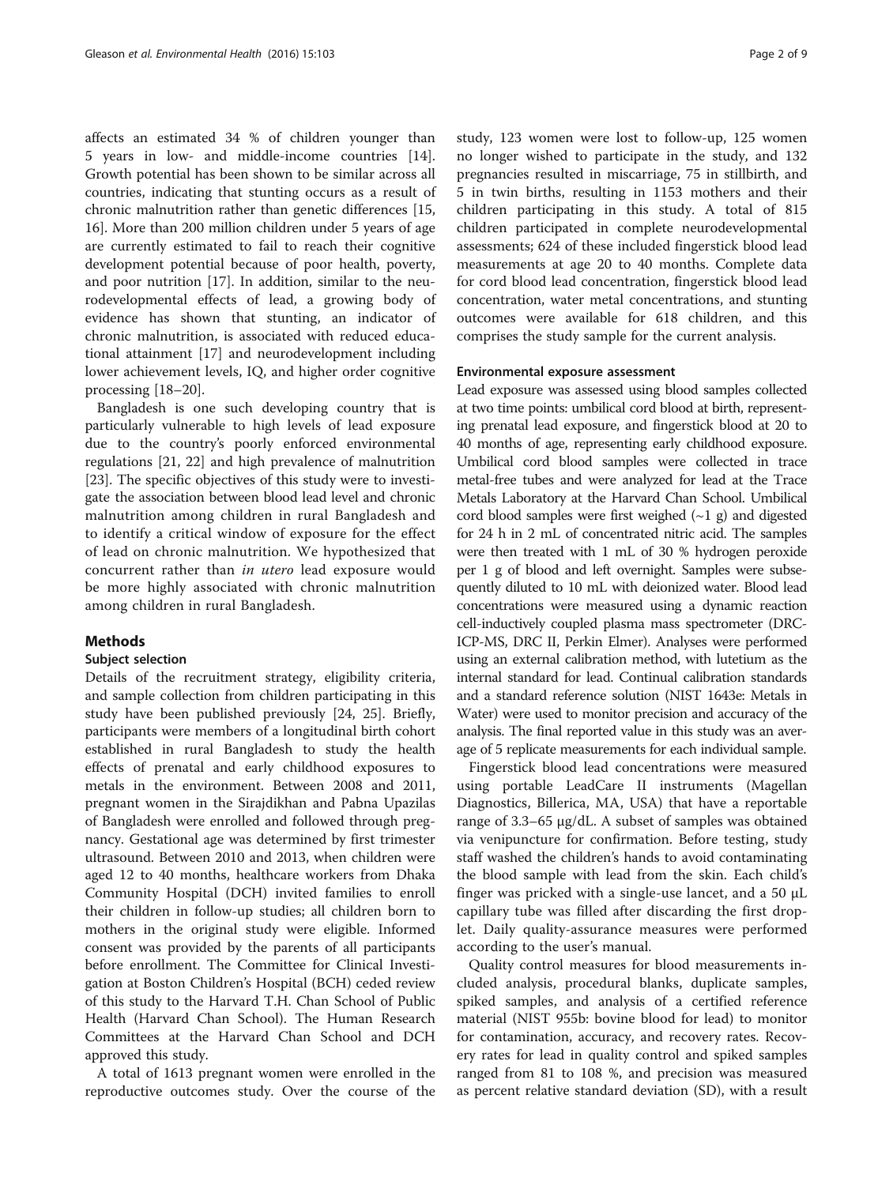affects an estimated 34 % of children younger than 5 years in low- and middle-income countries [14]. Growth potential has been shown to be similar across all countries, indicating that stunting occurs as a result of chronic malnutrition rather than genetic differences [15, 16]. More than 200 million children under 5 years of age are currently estimated to fail to reach their cognitive development potential because of poor health, poverty, and poor nutrition [17]. In addition, similar to the neurodevelopmental effects of lead, a growing body of evidence has shown that stunting, an indicator of chronic malnutrition, is associated with reduced educational attainment [17] and neurodevelopment including lower achievement levels, IQ, and higher order cognitive processing [18–20].

Bangladesh is one such developing country that is particularly vulnerable to high levels of lead exposure due to the country's poorly enforced environmental regulations [21, 22] and high prevalence of malnutrition [23]. The specific objectives of this study were to investigate the association between blood lead level and chronic malnutrition among children in rural Bangladesh and to identify a critical window of exposure for the effect of lead on chronic malnutrition. We hypothesized that concurrent rather than *in utero* lead exposure would be more highly associated with chronic malnutrition among children in rural Bangladesh.

## Methods

### Subject selection

Details of the recruitment strategy, eligibility criteria, and sample collection from children participating in this study have been published previously [24, 25]. Briefly, participants were members of a longitudinal birth cohort established in rural Bangladesh to study the health effects of prenatal and early childhood exposures to metals in the environment. Between 2008 and 2011, pregnant women in the Sirajdikhan and Pabna Upazilas of Bangladesh were enrolled and followed through pregnancy. Gestational age was determined by first trimester ultrasound. Between 2010 and 2013, when children were aged 12 to 40 months, healthcare workers from Dhaka Community Hospital (DCH) invited families to enroll their children in follow-up studies; all children born to mothers in the original study were eligible. Informed consent was provided by the parents of all participants before enrollment. The Committee for Clinical Investigation at Boston Children's Hospital (BCH) ceded review of this study to the Harvard T.H. Chan School of Public Health (Harvard Chan School). The Human Research Committees at the Harvard Chan School and DCH approved this study.

A total of 1613 pregnant women were enrolled in the reproductive outcomes study. Over the course of the study, 123 women were lost to follow-up, 125 women no longer wished to participate in the study, and 132 pregnancies resulted in miscarriage, 75 in stillbirth, and 5 in twin births, resulting in 1153 mothers and their children participating in this study. A total of 815 children participated in complete neurodevelopmental assessments; 624 of these included fingerstick blood lead measurements at age 20 to 40 months. Complete data for cord blood lead concentration, fingerstick blood lead concentration, water metal concentrations, and stunting outcomes were available for 618 children, and this comprises the study sample for the current analysis.

### Environmental exposure assessment

Lead exposure was assessed using blood samples collected at two time points: umbilical cord blood at birth, representing prenatal lead exposure, and fingerstick blood at 20 to 40 months of age, representing early childhood exposure. Umbilical cord blood samples were collected in trace metal-free tubes and were analyzed for lead at the Trace Metals Laboratory at the Harvard Chan School. Umbilical cord blood samples were first weighed (~1 g) and digested for 24 h in 2 mL of concentrated nitric acid. The samples were then treated with 1 mL of 30 % hydrogen peroxide per 1 g of blood and left overnight. Samples were subsequently diluted to 10 mL with deionized water. Blood lead concentrations were measured using a dynamic reaction cell-inductively coupled plasma mass spectrometer (DRC-ICP-MS, DRC II, Perkin Elmer). Analyses were performed using an external calibration method, with lutetium as the internal standard for lead. Continual calibration standards and a standard reference solution (NIST 1643e: Metals in Water) were used to monitor precision and accuracy of the analysis. The final reported value in this study was an average of 5 replicate measurements for each individual sample.

Fingerstick blood lead concentrations were measured using portable LeadCare II instruments (Magellan Diagnostics, Billerica, MA, USA) that have a reportable range of 3.3–65 μg/dL. A subset of samples was obtained via venipuncture for confirmation. Before testing, study staff washed the children's hands to avoid contaminating the blood sample with lead from the skin. Each child's finger was pricked with a single-use lancet, and a 50 μL capillary tube was filled after discarding the first droplet. Daily quality-assurance measures were performed according to the user's manual.

Quality control measures for blood measurements included analysis, procedural blanks, duplicate samples, spiked samples, and analysis of a certified reference material (NIST 955b: bovine blood for lead) to monitor for contamination, accuracy, and recovery rates. Recovery rates for lead in quality control and spiked samples ranged from 81 to 108 %, and precision was measured as percent relative standard deviation (SD), with a result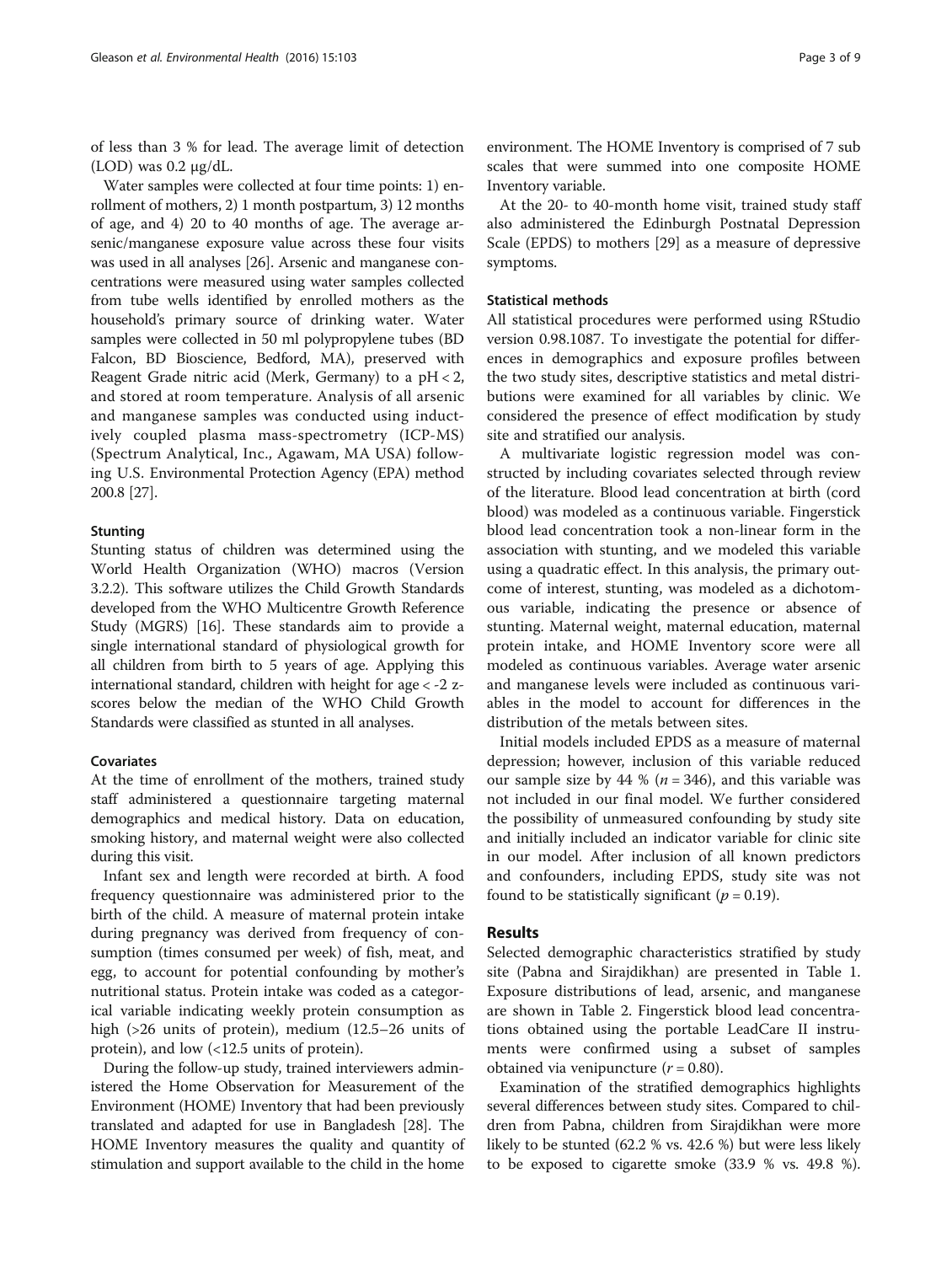of less than 3 % for lead. The average limit of detection (LOD) was 0.2 μg/dL.

Water samples were collected at four time points: 1) enrollment of mothers, 2) 1 month postpartum, 3) 12 months of age, and 4) 20 to 40 months of age. The average arsenic/manganese exposure value across these four visits was used in all analyses [26]. Arsenic and manganese concentrations were measured using water samples collected from tube wells identified by enrolled mothers as the household's primary source of drinking water. Water samples were collected in 50 ml polypropylene tubes (BD Falcon, BD Bioscience, Bedford, MA), preserved with Reagent Grade nitric acid (Merk, Germany) to a pH < 2, and stored at room temperature. Analysis of all arsenic and manganese samples was conducted using inductively coupled plasma mass-spectrometry (ICP-MS) (Spectrum Analytical, Inc., Agawam, MA USA) following U.S. Environmental Protection Agency (EPA) method 200.8 [27].

### Stunting

Stunting status of children was determined using the World Health Organization (WHO) macros (Version 3.2.2). This software utilizes the Child Growth Standards developed from the WHO Multicentre Growth Reference Study (MGRS) [16]. These standards aim to provide a single international standard of physiological growth for all children from birth to 5 years of age. Applying this international standard, children with height for age < -2 z-scores below the median of the WHO Child Growth Standards were classified as stunted in all analyses.

### Covariates

At the time of enrollment of the mothers, trained study staff administered a questionnaire targeting maternal demographics and medical history. Data on education, smoking history, and maternal weight were also collected during this visit.

Infant sex and length were recorded at birth. A food frequency questionnaire was administered prior to the birth of the child. A measure of maternal protein intake during pregnancy was derived from frequency of consumption (times consumed per week) of fish, meat, and egg, to account for potential confounding by mother's nutritional status. Protein intake was coded as a categorical variable indicating weekly protein consumption as high (>26 units of protein), medium (12.5–26 units of protein), and low (<12.5 units of protein).

During the follow-up study, trained interviewers administered the Home Observation for Measurement of the Environment (HOME) Inventory that had been previously translated and adapted for use in Bangladesh [28]. The HOME Inventory measures the quality and quantity of stimulation and support available to the child in the home environment. The HOME Inventory is comprised of 7 sub scales that were summed into one composite HOME Inventory variable.

At the 20- to 40-month home visit, trained study staff also administered the Edinburgh Postnatal Depression Scale (EPDS) to mothers [29] as a measure of depressive symptoms.

### Statistical methods

All statistical procedures were performed using RStudio version 0.98.1087. To investigate the potential for differences in demographics and exposure profiles between the two study sites, descriptive statistics and metal distributions were examined for all variables by clinic. We considered the presence of effect modification by study site and stratified our analysis.

A multivariate logistic regression model was constructed by including covariates selected through review of the literature. Blood lead concentration at birth (cord blood) was modeled as a continuous variable. Fingerstick blood lead concentration took a non-linear form in the association with stunting, and we modeled this variable using a quadratic effect. In this analysis, the primary outcome of interest, stunting, was modeled as a dichotomous variable, indicating the presence or absence of stunting. Maternal weight, maternal education, maternal protein intake, and HOME Inventory score were all modeled as continuous variables. Average water arsenic and manganese levels were included as continuous variables in the model to account for differences in the distribution of the metals between sites.

Initial models included EPDS as a measure of maternal depression; however, inclusion of this variable reduced our sample size by 44 % ($n = 346$), and this variable was not included in our final model. We further considered the possibility of unmeasured confounding by study site and initially included an indicator variable for clinic site in our model. After inclusion of all known predictors and confounders, including EPDS, study site was not found to be statistically significant ($p = 0.19$).

## Results

Selected demographic characteristics stratified by study site (Pabna and Sirajdikhan) are presented in Table 1. Exposure distributions of lead, arsenic, and manganese are shown in Table 2. Fingerstick blood lead concentrations obtained using the portable LeadCare II instruments were confirmed using a subset of samples obtained via venipuncture ($r = 0.80$).

Examination of the stratified demographics highlights several differences between study sites. Compared to children from Pabna, children from Sirajdikhan were more likely to be stunted (62.2 % vs. 42.6 %) but were less likely to be exposed to cigarette smoke (33.9 % vs. 49.8 %).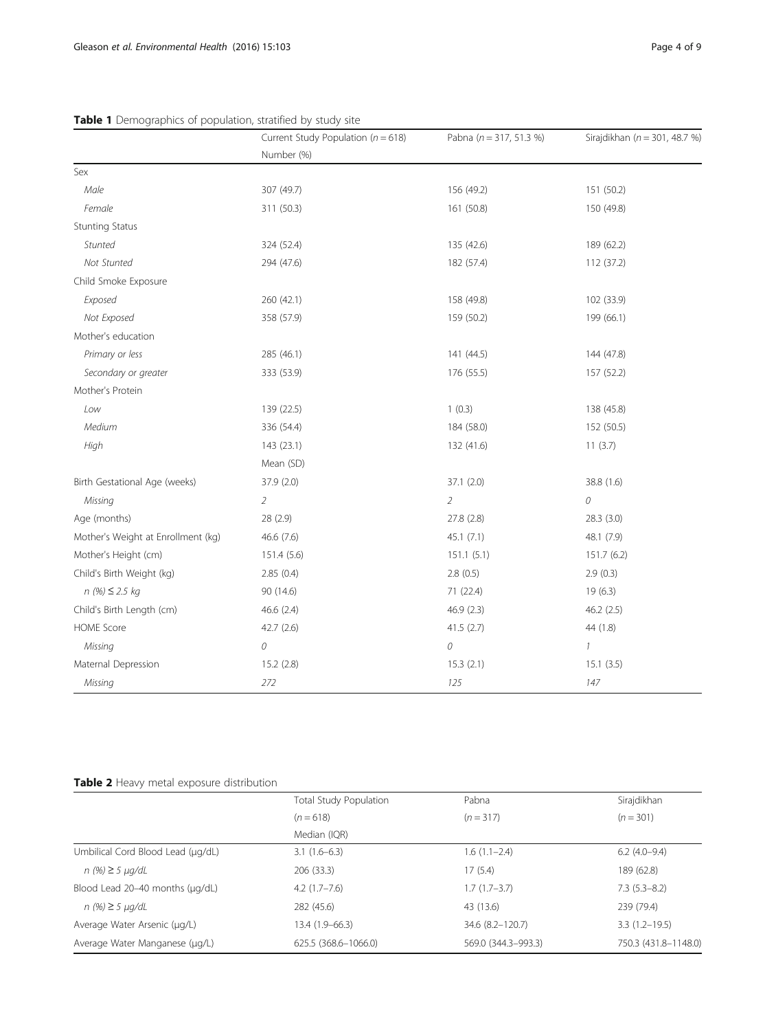**Table 1** Demographics of population, stratified by study site

| | Current Study Population (*n* = 618) | Pabna (*n* = 317, 51.3 %) | Sirajdikhan (*n* = 301, 48.7 %) |
|---|---|---|---|
| | Number (%) | | |
| Sex | | | |
| *Male* | 307 (49.7) | 156 (49.2) | 151 (50.2) |
| *Female* | 311 (50.3) | 161 (50.8) | 150 (49.8) |
| Stunting Status | | | |
| *Stunted* | 324 (52.4) | 135 (42.6) | 189 (62.2) |
| *Not Stunted* | 294 (47.6) | 182 (57.4) | 112 (37.2) |
| Child Smoke Exposure | | | |
| *Exposed* | 260 (42.1) | 158 (49.8) | 102 (33.9) |
| *Not Exposed* | 358 (57.9) | 159 (50.2) | 199 (66.1) |
| Mother's education | | | |
| *Primary or less* | 285 (46.1) | 141 (44.5) | 144 (47.8) |
| *Secondary or greater* | 333 (53.9) | 176 (55.5) | 157 (52.2) |
| Mother's Protein | | | |
| *Low* | 139 (22.5) | 1 (0.3) | 138 (45.8) |
| *Medium* | 336 (54.4) | 184 (58.0) | 152 (50.5) |
| *High* | 143 (23.1) | 132 (41.6) | 11 (3.7) |
| | Mean (SD) | | |
| Birth Gestational Age (weeks) | 37.9 (2.0) | 37.1 (2.0) | 38.8 (1.6) |
| *Missing* | *2* | *2* | *0* |
| Age (months) | 28 (2.9) | 27.8 (2.8) | 28.3 (3.0) |
| Mother's Weight at Enrollment (kg) | 46.6 (7.6) | 45.1 (7.1) | 48.1 (7.9) |
| Mother's Height (cm) | 151.4 (5.6) | 151.1 (5.1) | 151.7 (6.2) |
| Child's Birth Weight (kg) | 2.85 (0.4) | 2.8 (0.5) | 2.9 (0.3) |
| *n (%) ≤ 2.5 kg* | 90 (14.6) | 71 (22.4) | 19 (6.3) |
| Child's Birth Length (cm) | 46.6 (2.4) | 46.9 (2.3) | 46.2 (2.5) |
| HOME Score | 42.7 (2.6) | 41.5 (2.7) | 44 (1.8) |
| *Missing* | *0* | *0* | *1* |
| Maternal Depression | 15.2 (2.8) | 15.3 (2.1) | 15.1 (3.5) |
| *Missing* | *272* | *125* | *147* |

**Table 2** Heavy metal exposure distribution

| | Total Study Population (*n* = 618) | Pabna (*n* = 317) | Sirajdikhan (*n* = 301) |
|---|---|---|---|
| | Median (IQR) | | |
| Umbilical Cord Blood Lead (μg/dL) | 3.1 (1.6–6.3) | 1.6 (1.1–2.4) | 6.2 (4.0–9.4) |
| *n (%) ≥ 5 μg/dL* | 206 (33.3) | 17 (5.4) | 189 (62.8) |
| Blood Lead 20–40 months (μg/dL) | 4.2 (1.7–7.6) | 1.7 (1.7–3.7) | 7.3 (5.3–8.2) |
| *n (%) ≥ 5 μg/dL* | 282 (45.6) | 43 (13.6) | 239 (79.4) |
| Average Water Arsenic (μg/L) | 13.4 (1.9–66.3) | 34.6 (8.2–120.7) | 3.3 (1.2–19.5) |
| Average Water Manganese (μg/L) | 625.5 (368.6–1066.0) | 569.0 (344.3–993.3) | 750.3 (431.8–1148.0) |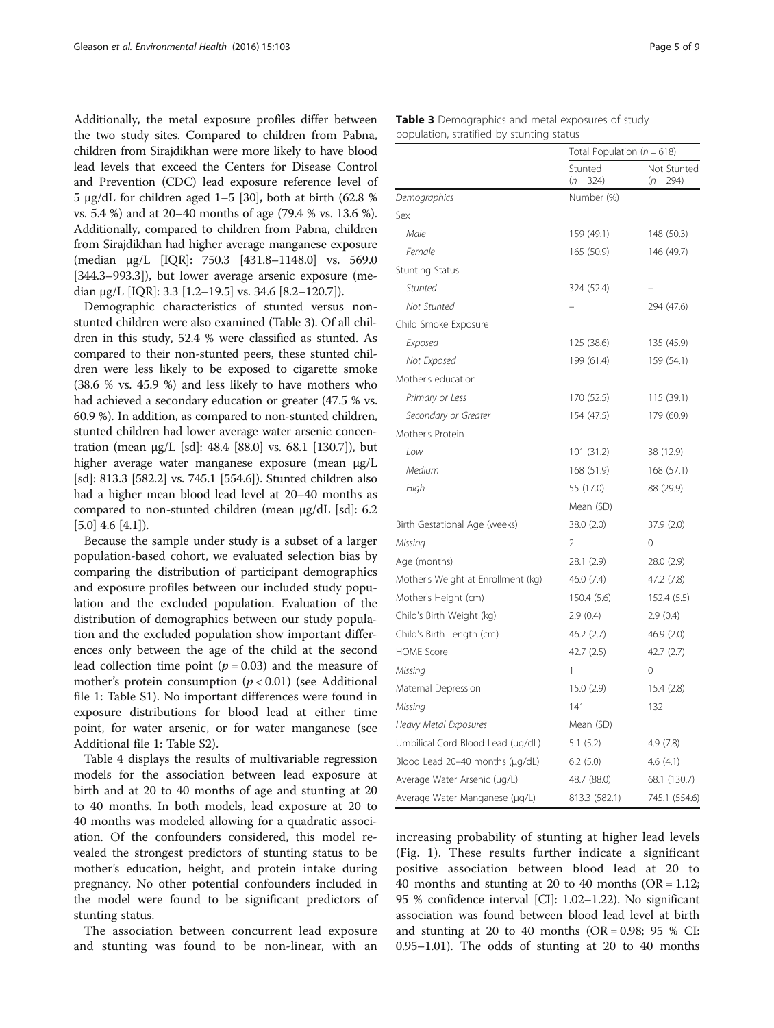Additionally, the metal exposure profiles differ between the two study sites. Compared to children from Pabna, children from Sirajdikhan were more likely to have blood lead levels that exceed the Centers for Disease Control and Prevention (CDC) lead exposure reference level of 5 μg/dL for children aged 1–5 [30], both at birth (62.8 % vs. 5.4 %) and at 20–40 months of age (79.4 % vs. 13.6 %). Additionally, compared to children from Pabna, children from Sirajdikhan had higher average manganese exposure (median μg/L [IQR]: 750.3 [431.8–1148.0] vs. 569.0 [344.3–993.3]), but lower average arsenic exposure (median μg/L [IQR]: 3.3 [1.2–19.5] vs. 34.6 [8.2–120.7]).

Demographic characteristics of stunted versus non-stunted children were also examined (Table 3). Of all children in this study, 52.4 % were classified as stunted. As compared to their non-stunted peers, these stunted children were less likely to be exposed to cigarette smoke (38.6 % vs. 45.9 %) and less likely to have mothers who had achieved a secondary education or greater (47.5 % vs. 60.9 %). In addition, as compared to non-stunted children, stunted children had lower average water arsenic concentration (mean μg/L [sd]: 48.4 [88.0] vs. 68.1 [130.7]), but higher average water manganese exposure (mean μg/L [sd]: 813.3 [582.2] vs. 745.1 [554.6]). Stunted children also had a higher mean blood lead level at 20–40 months as compared to non-stunted children (mean μg/dL [sd]: 6.2 [5.0] 4.6 [4.1]).

Because the sample under study is a subset of a larger population-based cohort, we evaluated selection bias by comparing the distribution of participant demographics and exposure profiles between our included study population and the excluded population. Evaluation of the distribution of demographics between our study population and the excluded population show important differences only between the age of the child at the second lead collection time point ($p = 0.03$) and the measure of mother's protein consumption ($p < 0.01$) (see Additional file 1: Table S1). No important differences were found in exposure distributions for blood lead at either time point, for water arsenic, or for water manganese (see Additional file 1: Table S2).

Table 4 displays the results of multivariable regression models for the association between lead exposure at birth and at 20 to 40 months of age and stunting at 20 to 40 months. In both models, lead exposure at 20 to 40 months was modeled allowing for a quadratic association. Of the confounders considered, this model revealed the strongest predictors of stunting status to be mother's education, height, and protein intake during pregnancy. No other potential confounders included in the model were found to be significant predictors of stunting status.

The association between concurrent lead exposure and stunting was found to be non-linear, with an increasing probability of stunting at higher lead levels (Fig. 1). These results further indicate a significant positive association between blood lead at 20 to 40 months and stunting at 20 to 40 months (OR = 1.12; 95 % confidence interval [CI]: 1.02–1.22). No significant association was found between blood lead level at birth and stunting at 20 to 40 months (OR = 0.98; 95 % CI: 0.95–1.01). The odds of stunting at 20 to 40 months

**Table 3** Demographics and metal exposures of study population, stratified by stunting status

| | Total Population (*n* = 618) | |
|---|---|---|
| | Stunted (*n* = 324) | Not Stunted (*n* = 294) |
| *Demographics* | Number (%) | |
| Sex | | |
| *Male* | 159 (49.1) | 148 (50.3) |
| *Female* | 165 (50.9) | 146 (49.7) |
| Stunting Status | | |
| *Stunted* | 324 (52.4) | – |
| *Not Stunted* | – | 294 (47.6) |
| Child Smoke Exposure | | |
| *Exposed* | 125 (38.6) | 135 (45.9) |
| *Not Exposed* | 199 (61.4) | 159 (54.1) |
| Mother's education | | |
| *Primary or Less* | 170 (52.5) | 115 (39.1) |
| *Secondary or Greater* | 154 (47.5) | 179 (60.9) |
| Mother's Protein | | |
| *Low* | 101 (31.2) | 38 (12.9) |
| *Medium* | 168 (51.9) | 168 (57.1) |
| *High* | 55 (17.0) | 88 (29.9) |
| | Mean (SD) | |
| Birth Gestational Age (weeks) | 38.0 (2.0) | 37.9 (2.0) |
| *Missing* | 2 | 0 |
| Age (months) | 28.1 (2.9) | 28.0 (2.9) |
| Mother's Weight at Enrollment (kg) | 46.0 (7.4) | 47.2 (7.8) |
| Mother's Height (cm) | 150.4 (5.6) | 152.4 (5.5) |
| Child's Birth Weight (kg) | 2.9 (0.4) | 2.9 (0.4) |
| Child's Birth Length (cm) | 46.2 (2.7) | 46.9 (2.0) |
| HOME Score | 42.7 (2.5) | 42.7 (2.7) |
| *Missing* | 1 | 0 |
| Maternal Depression | 15.0 (2.9) | 15.4 (2.8) |
| *Missing* | 141 | 132 |
| *Heavy Metal Exposures* | Mean (SD) | |
| Umbilical Cord Blood Lead (μg/dL) | 5.1 (5.2) | 4.9 (7.8) |
| Blood Lead 20–40 months (μg/dL) | 6.2 (5.0) | 4.6 (4.1) |
| Average Water Arsenic (μg/L) | 48.7 (88.0) | 68.1 (130.7) |
| Average Water Manganese (μg/L) | 813.3 (582.1) | 745.1 (554.6) |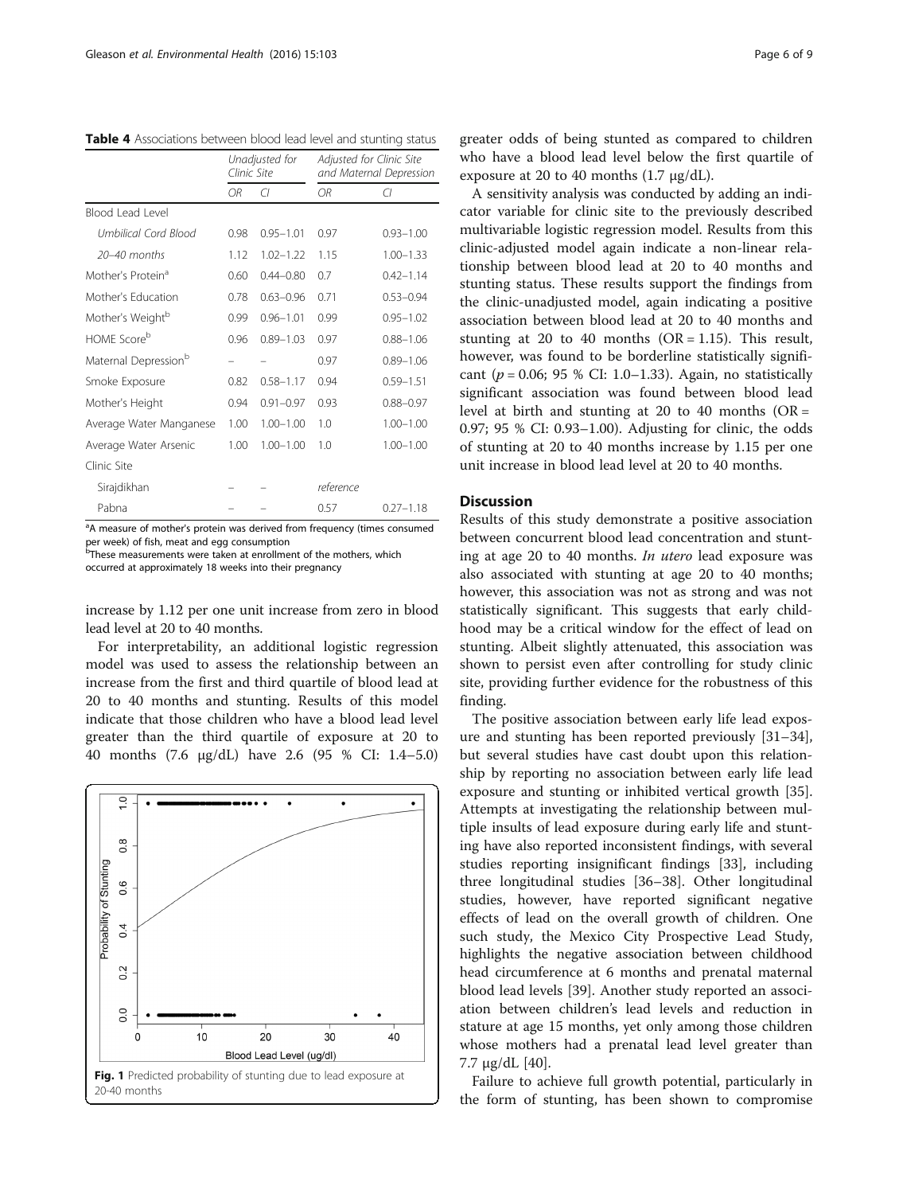**Table 4** Associations between blood lead level and stunting status

| | Unadjusted for Clinic Site | | Adjusted for Clinic Site and Maternal Depression | |
|---|---|---|---|---|
| | OR | CI | OR | CI |
| Blood Lead Level | | | | |
| *Umbilical Cord Blood* | 0.98 | 0.95–1.01 | 0.97 | 0.93–1.00 |
| *20–40 months* | 1.12 | 1.02–1.22 | 1.15 | 1.00–1.33 |
| Mother's Protein[a] | 0.60 | 0.44–0.80 | 0.7 | 0.42–1.14 |
| Mother's Education | 0.78 | 0.63–0.96 | 0.71 | 0.53–0.94 |
| Mother's Weight[b] | 0.99 | 0.96–1.01 | 0.99 | 0.95–1.02 |
| HOME Score[b] | 0.96 | 0.89–1.03 | 0.97 | 0.88–1.06 |
| Maternal Depression[b] | – | – | 0.97 | 0.89–1.06 |
| Smoke Exposure | 0.82 | 0.58–1.17 | 0.94 | 0.59–1.51 |
| Mother's Height | 0.94 | 0.91–0.97 | 0.93 | 0.88–0.97 |
| Average Water Manganese | 1.00 | 1.00–1.00 | 1.0 | 1.00–1.00 |
| Average Water Arsenic | 1.00 | 1.00–1.00 | 1.0 | 1.00–1.00 |
| Clinic Site | | | | |
| Sirajdikhan | – | – | *reference* | |
| Pabna | – | – | 0.57 | 0.27–1.18 |

[a]A measure of mother's protein was derived from frequency (times consumed per week) of fish, meat and egg consumption
[b]These measurements were taken at enrollment of the mothers, which occurred at approximately 18 weeks into their pregnancy

increase by 1.12 per one unit increase from zero in blood lead level at 20 to 40 months.

For interpretability, an additional logistic regression model was used to assess the relationship between an increase from the first and third quartile of blood lead at 20 to 40 months and stunting. Results of this model indicate that those children who have a blood lead level greater than the third quartile of exposure at 20 to 40 months (7.6 μg/dL) have 2.6 (95 % CI: 1.4–5.0) greater odds of being stunted as compared to children who have a blood lead level below the first quartile of exposure at 20 to 40 months (1.7 μg/dL).

**Fig. 1** Predicted probability of stunting due to lead exposure at 20-40 months

A sensitivity analysis was conducted by adding an indicator variable for clinic site to the previously described multivariable logistic regression model. Results from this clinic-adjusted model again indicate a non-linear relationship between blood lead at 20 to 40 months and stunting status. These results support the findings from the clinic-unadjusted model, again indicating a positive association between blood lead at 20 to 40 months and stunting at 20 to 40 months (OR = 1.15). This result, however, was found to be borderline statistically significant ($p = 0.06$; 95 % CI: 1.0–1.33). Again, no statistically significant association was found between blood lead level at birth and stunting at 20 to 40 months (OR = 0.97; 95 % CI: 0.93–1.00). Adjusting for clinic, the odds of stunting at 20 to 40 months increase by 1.15 per one unit increase in blood lead level at 20 to 40 months.

## Discussion

Results of this study demonstrate a positive association between concurrent blood lead concentration and stunting at age 20 to 40 months. *In utero* lead exposure was also associated with stunting at age 20 to 40 months; however, this association was not as strong and was not statistically significant. This suggests that early childhood may be a critical window for the effect of lead on stunting. Albeit slightly attenuated, this association was shown to persist even after controlling for study clinic site, providing further evidence for the robustness of this finding.

The positive association between early life lead exposure and stunting has been reported previously [31–34], but several studies have cast doubt upon this relationship by reporting no association between early life lead exposure and stunting or inhibited vertical growth [35]. Attempts at investigating the relationship between multiple insults of lead exposure during early life and stunting have also reported inconsistent findings, with several studies reporting insignificant findings [33], including three longitudinal studies [36–38]. Other longitudinal studies, however, have reported significant negative effects of lead on the overall growth of children. One such study, the Mexico City Prospective Lead Study, highlights the negative association between childhood head circumference at 6 months and prenatal maternal blood lead levels [39]. Another study reported an association between children's lead levels and reduction in stature at age 15 months, yet only among those children whose mothers had a prenatal lead level greater than 7.7 μg/dL [40].

Failure to achieve full growth potential, particularly in the form of stunting, has been shown to compromise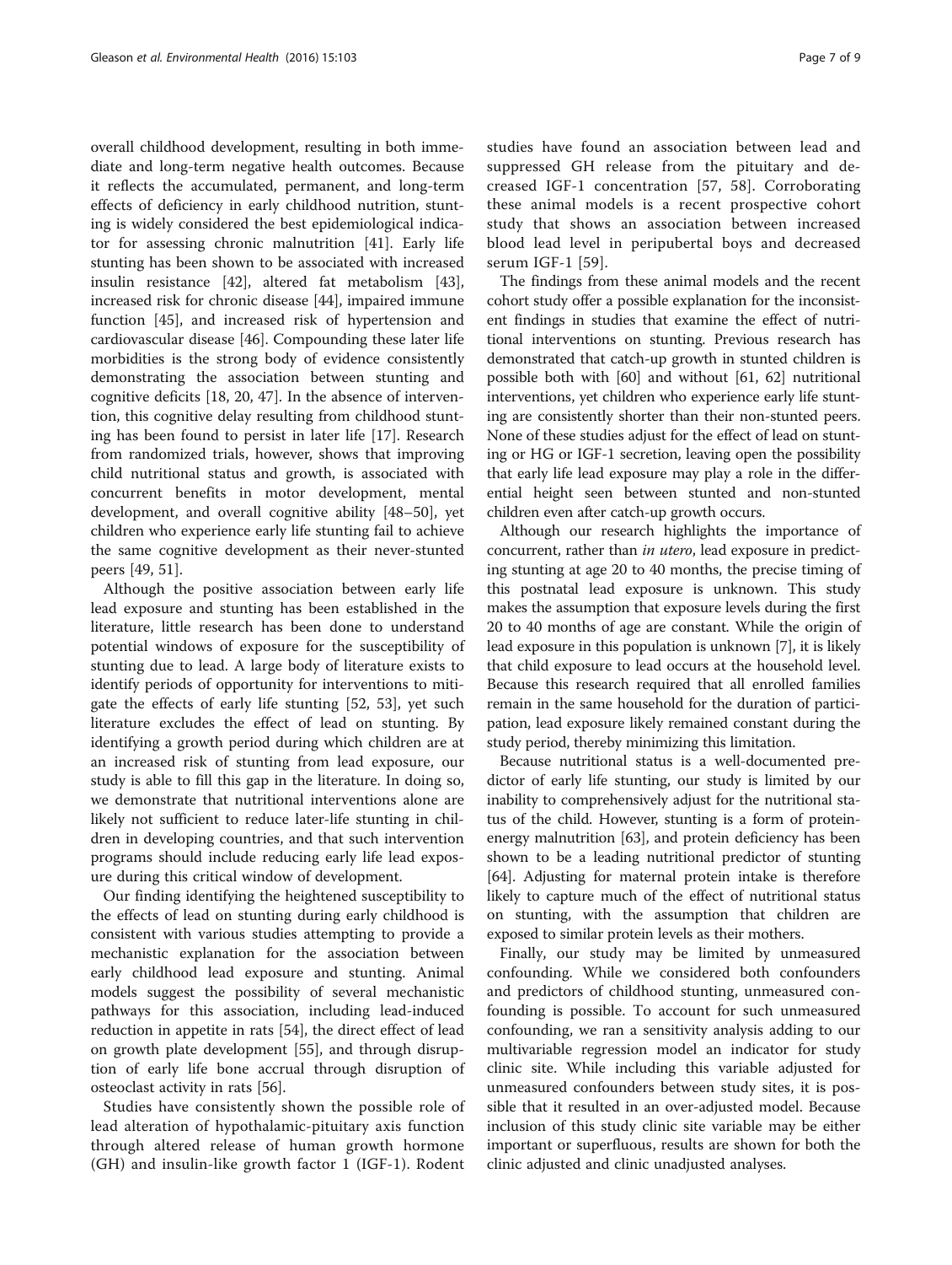overall childhood development, resulting in both immediate and long-term negative health outcomes. Because it reflects the accumulated, permanent, and long-term effects of deficiency in early childhood nutrition, stunting is widely considered the best epidemiological indicator for assessing chronic malnutrition [41]. Early life stunting has been shown to be associated with increased insulin resistance [42], altered fat metabolism [43], increased risk for chronic disease [44], impaired immune function [45], and increased risk of hypertension and cardiovascular disease [46]. Compounding these later life morbidities is the strong body of evidence consistently demonstrating the association between stunting and cognitive deficits [18, 20, 47]. In the absence of intervention, this cognitive delay resulting from childhood stunting has been found to persist in later life [17]. Research from randomized trials, however, shows that improving child nutritional status and growth, is associated with concurrent benefits in motor development, mental development, and overall cognitive ability [48–50], yet children who experience early life stunting fail to achieve the same cognitive development as their never-stunted peers [49, 51].

Although the positive association between early life lead exposure and stunting has been established in the literature, little research has been done to understand potential windows of exposure for the susceptibility of stunting due to lead. A large body of literature exists to identify periods of opportunity for interventions to mitigate the effects of early life stunting [52, 53], yet such literature excludes the effect of lead on stunting. By identifying a growth period during which children are at an increased risk of stunting from lead exposure, our study is able to fill this gap in the literature. In doing so, we demonstrate that nutritional interventions alone are likely not sufficient to reduce later-life stunting in children in developing countries, and that such intervention programs should include reducing early life lead exposure during this critical window of development.

Our finding identifying the heightened susceptibility to the effects of lead on stunting during early childhood is consistent with various studies attempting to provide a mechanistic explanation for the association between early childhood lead exposure and stunting. Animal models suggest the possibility of several mechanistic pathways for this association, including lead-induced reduction in appetite in rats [54], the direct effect of lead on growth plate development [55], and through disruption of early life bone accrual through disruption of osteoclast activity in rats [56].

Studies have consistently shown the possible role of lead alteration of hypothalamic-pituitary axis function through altered release of human growth hormone (GH) and insulin-like growth factor 1 (IGF-1). Rodent studies have found an association between lead and suppressed GH release from the pituitary and decreased IGF-1 concentration [57, 58]. Corroborating these animal models is a recent prospective cohort study that shows an association between increased blood lead level in peripubertal boys and decreased serum IGF-1 [59].

The findings from these animal models and the recent cohort study offer a possible explanation for the inconsistent findings in studies that examine the effect of nutritional interventions on stunting. Previous research has demonstrated that catch-up growth in stunted children is possible both with [60] and without [61, 62] nutritional interventions, yet children who experience early life stunting are consistently shorter than their non-stunted peers. None of these studies adjust for the effect of lead on stunting or HG or IGF-1 secretion, leaving open the possibility that early life lead exposure may play a role in the differential height seen between stunted and non-stunted children even after catch-up growth occurs.

Although our research highlights the importance of concurrent, rather than *in utero*, lead exposure in predicting stunting at age 20 to 40 months, the precise timing of this postnatal lead exposure is unknown. This study makes the assumption that exposure levels during the first 20 to 40 months of age are constant. While the origin of lead exposure in this population is unknown [7], it is likely that child exposure to lead occurs at the household level. Because this research required that all enrolled families remain in the same household for the duration of participation, lead exposure likely remained constant during the study period, thereby minimizing this limitation.

Because nutritional status is a well-documented predictor of early life stunting, our study is limited by our inability to comprehensively adjust for the nutritional status of the child. However, stunting is a form of protein-energy malnutrition [63], and protein deficiency has been shown to be a leading nutritional predictor of stunting [64]. Adjusting for maternal protein intake is therefore likely to capture much of the effect of nutritional status on stunting, with the assumption that children are exposed to similar protein levels as their mothers.

Finally, our study may be limited by unmeasured confounding. While we considered both confounders and predictors of childhood stunting, unmeasured confounding is possible. To account for such unmeasured confounding, we ran a sensitivity analysis adding to our multivariable regression model an indicator for study clinic site. While including this variable adjusted for unmeasured confounders between study sites, it is possible that it resulted in an over-adjusted model. Because inclusion of this study clinic site variable may be either important or superfluous, results are shown for both the clinic adjusted and clinic unadjusted analyses.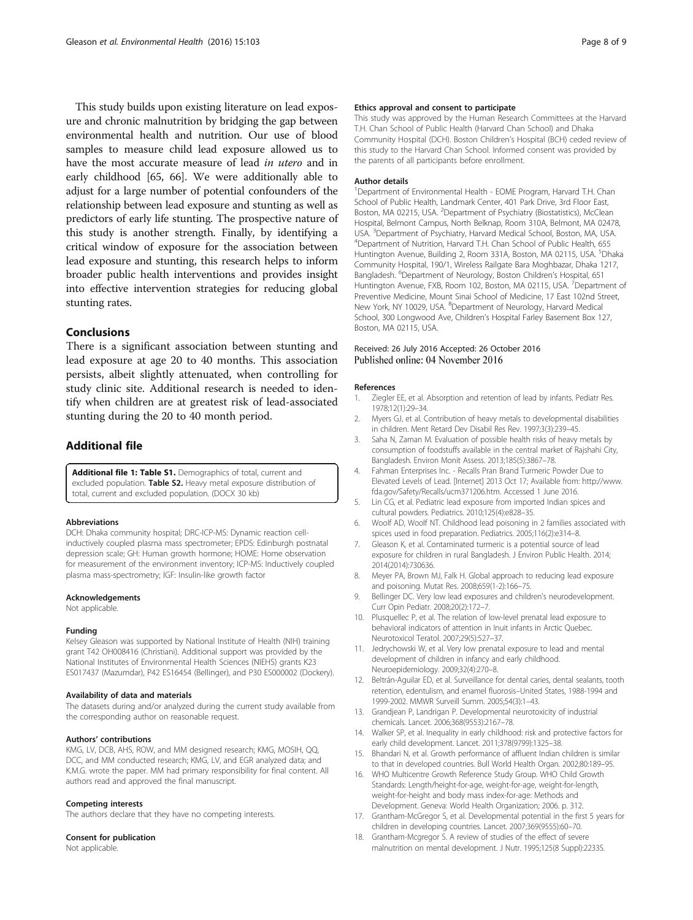This study builds upon existing literature on lead exposure and chronic malnutrition by bridging the gap between environmental health and nutrition. Our use of blood samples to measure child lead exposure allowed us to have the most accurate measure of lead *in utero* and in early childhood [65, 66]. We were additionally able to adjust for a large number of potential confounders of the relationship between lead exposure and stunting as well as predictors of early life stunting. The prospective nature of this study is another strength. Finally, by identifying a critical window of exposure for the association between lead exposure and stunting, this research helps to inform broader public health interventions and provides insight into effective intervention strategies for reducing global stunting rates.

## Conclusions

There is a significant association between stunting and lead exposure at age 20 to 40 months. This association persists, albeit slightly attenuated, when controlling for study clinic site. Additional research is needed to identify when children are at greatest risk of lead-associated stunting during the 20 to 40 month period.

## Additional file

**Additional file 1: Table S1.** Demographics of total, current and excluded population. **Table S2.** Heavy metal exposure distribution of total, current and excluded population. (DOCX 30 kb)

#### Abbreviations

DCH: Dhaka community hospital; DRC-ICP-MS: Dynamic reaction cell-inductively coupled plasma mass spectrometer; EPDS: Edinburgh postnatal depression scale; GH: Human growth hormone; HOME: Home observation for measurement of the environment inventory; ICP-MS: Inductively coupled plasma mass-spectrometry; IGF: Insulin-like growth factor

#### Acknowledgements

Not applicable.

#### Funding

Kelsey Gleason was supported by National Institute of Health (NIH) training grant T42 OH008416 (Christiani). Additional support was provided by the National Institutes of Environmental Health Sciences (NIEHS) grants K23 ES017437 (Mazumdar), P42 ES16454 (Bellinger), and P30 ES000002 (Dockery).

#### Availability of data and materials

The datasets during and/or analyzed during the current study available from the corresponding author on reasonable request.

#### Authors' contributions

KMG, LV, DCB, AHS, ROW, and MM designed research; KMG, MOSIH, QQ, DCC, and MM conducted research; KMG, LV, and EGR analyzed data; and K.M.G. wrote the paper. MM had primary responsibility for final content. All authors read and approved the final manuscript.

#### Competing interests

The authors declare that they have no competing interests.

#### Consent for publication

Not applicable.

#### Ethics approval and consent to participate

This study was approved by the Human Research Committees at the Harvard T.H. Chan School of Public Health (Harvard Chan School) and Dhaka Community Hospital (DCH). Boston Children's Hospital (BCH) ceded review of this study to the Harvard Chan School. Informed consent was provided by the parents of all participants before enrollment.

#### Author details

[1]Department of Environmental Health - EOME Program, Harvard T.H. Chan School of Public Health, Landmark Center, 401 Park Drive, 3rd Floor East, Boston, MA 02215, USA. [2]Department of Psychiatry (Biostatistics), McClean Hospital, Belmont Campus, North Belknap, Room 310A, Belmont, MA 02478, USA. [3]Department of Psychiatry, Harvard Medical School, Boston, MA, USA. [4]Department of Nutrition, Harvard T.H. Chan School of Public Health, 655 Huntington Avenue, Building 2, Room 331A, Boston, MA 02115, USA. [5]Dhaka Community Hospital, 190/1, Wireless Railgate Bara Moghbazar, Dhaka 1217, Bangladesh. [6]Department of Neurology, Boston Children's Hospital, 651 Huntington Avenue, FXB, Room 102, Boston, MA 02115, USA. [7]Department of Preventive Medicine, Mount Sinai School of Medicine, 17 East 102nd Street, New York, NY 10029, USA. [8]Department of Neurology, Harvard Medical School, 300 Longwood Ave, Children's Hospital Farley Basement Box 127, Boston, MA 02115, USA.

Received: 26 July 2016 Accepted: 26 October 2016
Published online: 04 November 2016

#### References

1. Ziegler EE, et al. Absorption and retention of lead by infants. Pediatr Res. 1978;12(1):29–34.
2. Myers GJ, et al. Contribution of heavy metals to developmental disabilities in children. Ment Retard Dev Disabil Res Rev. 1997;3(3):239–45.
3. Saha N, Zaman M. Evaluation of possible health risks of heavy metals by consumption of foodstuffs available in the central market of Rajshahi City, Bangladesh. Environ Monit Assess. 2013;185(5):3867–78.
4. Fahman Enterprises Inc. - Recalls Pran Brand Turmeric Powder Due to Elevated Levels of Lead. [Internet] 2013 Oct 17; Available from: http://www.fda.gov/Safety/Recalls/ucm371206.htm. Accessed 1 June 2016.
5. Lin CG, et al. Pediatric lead exposure from imported Indian spices and cultural powders. Pediatrics. 2010;125(4):e828–35.
6. Woolf AD, Woolf NT. Childhood lead poisoning in 2 families associated with spices used in food preparation. Pediatrics. 2005;116(2):e314–8.
7. Gleason K, et al. Contaminated turmeric is a potential source of lead exposure for children in rural Bangladesh. J Environ Public Health. 2014; 2014(2014):730636.
8. Meyer PA, Brown MJ, Falk H. Global approach to reducing lead exposure and poisoning. Mutat Res. 2008;659(1-2):166–75.
9. Bellinger DC. Very low lead exposures and children's neurodevelopment. Curr Opin Pediatr. 2008;20(2):172–7.
10. Plusquellec P, et al. The relation of low-level prenatal lead exposure to behavioral indicators of attention in Inuit infants in Arctic Quebec. Neurotoxicol Teratol. 2007;29(5):527–37.
11. Jedrychowski W, et al. Very low prenatal exposure to lead and mental development of children in infancy and early childhood. Neuroepidemiology. 2009;32(4):270–8.
12. Beltrán-Aguilar ED, et al. Surveillance for dental caries, dental sealants, tooth retention, edentulism, and enamel fluorosis–United States, 1988-1994 and 1999-2002. MMWR Surveill Summ. 2005;54(3):1–43.
13. Grandjean P, Landrigan P. Developmental neurotoxicity of industrial chemicals. Lancet. 2006;368(9553):2167–78.
14. Walker SP, et al. Inequality in early childhood: risk and protective factors for early child development. Lancet. 2011;378(9799):1325–38.
15. Bhandari N, et al. Growth performance of affluent Indian children is similar to that in developed countries. Bull World Health Organ. 2002;80:189–95.
16. WHO Multicentre Growth Reference Study Group. WHO Child Growth Standards: Length/height-for-age, weight-for-age, weight-for-length, weight-for-height and body mass index-for-age: Methods and Development. Geneva: World Health Organization; 2006. p. 312.
17. Grantham-McGregor S, et al. Developmental potential in the first 5 years for children in developing countries. Lancet. 2007;369(9555):60–70.
18. Grantham-Mcgregor S. A review of studies of the effect of severe malnutrition on mental development. J Nutr. 1995;125(8 Suppl):2233S.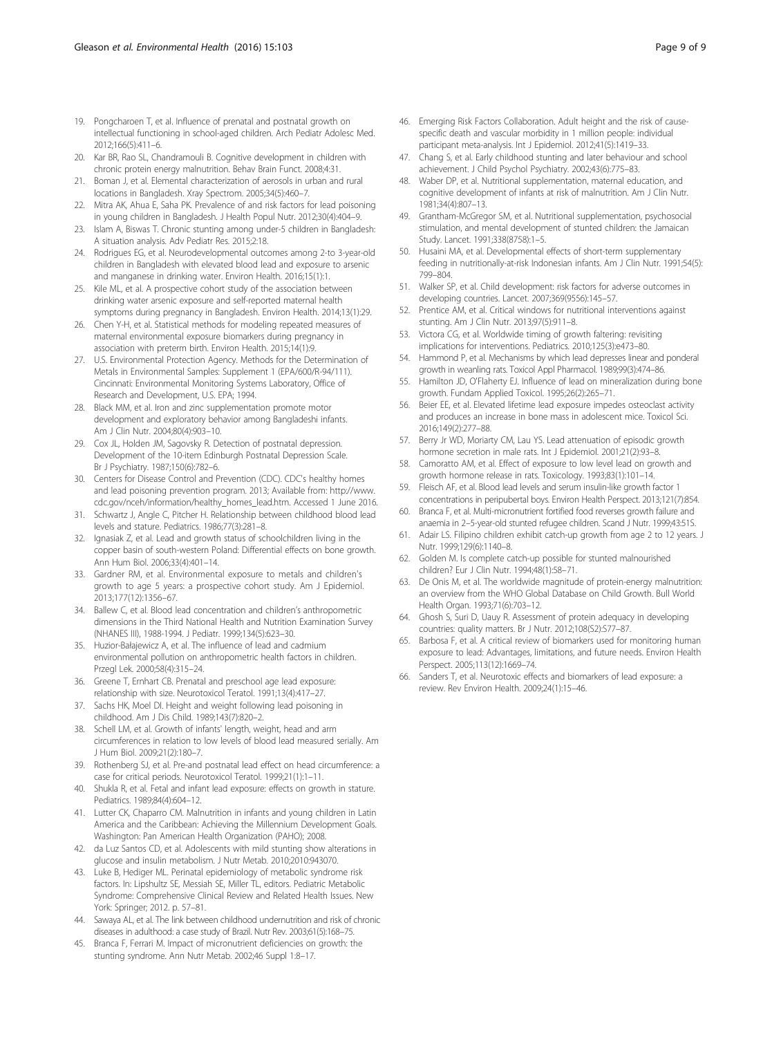19. Pongcharoen T, et al. Influence of prenatal and postnatal growth on intellectual functioning in school-aged children. Arch Pediatr Adolesc Med. 2012;166(5):411–6.
20. Kar BR, Rao SL, Chandramouli B. Cognitive development in children with chronic protein energy malnutrition. Behav Brain Funct. 2008;4:31.
21. Boman J, et al. Elemental characterization of aerosols in urban and rural locations in Bangladesh. Xray Spectrom. 2005;34(5):460–7.
22. Mitra AK, Ahua E, Saha PK. Prevalence of and risk factors for lead poisoning in young children in Bangladesh. J Health Popul Nutr. 2012;30(4):404–9.
23. Islam A, Biswas T. Chronic stunting among under-5 children in Bangladesh: A situation analysis. Adv Pediatr Res. 2015;2:18.
24. Rodrigues EG, et al. Neurodevelopmental outcomes among 2-to 3-year-old children in Bangladesh with elevated blood lead and exposure to arsenic and manganese in drinking water. Environ Health. 2016;15(1):1.
25. Kile ML, et al. A prospective cohort study of the association between drinking water arsenic exposure and self-reported maternal health symptoms during pregnancy in Bangladesh. Environ Health. 2014;13(1):29.
26. Chen Y-H, et al. Statistical methods for modeling repeated measures of maternal environmental exposure biomarkers during pregnancy in association with preterm birth. Environ Health. 2015;14(1):9.
27. U.S. Environmental Protection Agency. Methods for the Determination of Metals in Environmental Samples: Supplement 1 (EPA/600/R-94/111). Cincinnati: Environmental Monitoring Systems Laboratory, Office of Research and Development, U.S. EPA; 1994.
28. Black MM, et al. Iron and zinc supplementation promote motor development and exploratory behavior among Bangladeshi infants. Am J Clin Nutr. 2004;80(4):903–10.
29. Cox JL, Holden JM, Sagovsky R. Detection of postnatal depression. Development of the 10-item Edinburgh Postnatal Depression Scale. Br J Psychiatry. 1987;150(6):782–6.
30. Centers for Disease Control and Prevention (CDC). CDC's healthy homes and lead poisoning prevention program. 2013; Available from: http://www.cdc.gov/nceh/information/healthy_homes_lead.htm. Accessed 1 June 2016.
31. Schwartz J, Angle C, Pitcher H. Relationship between childhood blood lead levels and stature. Pediatrics. 1986;77(3):281–8.
32. Ignasiak Z, et al. Lead and growth status of schoolchildren living in the copper basin of south-western Poland: Differential effects on bone growth. Ann Hum Biol. 2006;33(4):401–14.
33. Gardner RM, et al. Environmental exposure to metals and children's growth to age 5 years: a prospective cohort study. Am J Epidemiol. 2013;177(12):1356–67.
34. Ballew C, et al. Blood lead concentration and children's anthropometric dimensions in the Third National Health and Nutrition Examination Survey (NHANES III), 1988-1994. J Pediatr. 1999;134(5):623–30.
35. Huzior-Bałajewicz A, et al. The influence of lead and cadmium environmental pollution on anthropometric health factors in children. Przegl Lek. 2000;58(4):315–24.
36. Greene T, Ernhart CB. Prenatal and preschool age lead exposure: relationship with size. Neurotoxicol Teratol. 1991;13(4):417–27.
37. Sachs HK, Moel DI. Height and weight following lead poisoning in childhood. Am J Dis Child. 1989;143(7):820–2.
38. Schell LM, et al. Growth of infants' length, weight, head and arm circumferences in relation to low levels of blood lead measured serially. Am J Hum Biol. 2009;21(2):180–7.
39. Rothenberg SJ, et al. Pre-and postnatal lead effect on head circumference: a case for critical periods. Neurotoxicol Teratol. 1999;21(1):1–11.
40. Shukla R, et al. Fetal and infant lead exposure: effects on growth in stature. Pediatrics. 1989;84(4):604–12.
41. Lutter CK, Chaparro CM. Malnutrition in infants and young children in Latin America and the Caribbean: Achieving the Millennium Development Goals. Washington: Pan American Health Organization (PAHO); 2008.
42. da Luz Santos CD, et al. Adolescents with mild stunting show alterations in glucose and insulin metabolism. J Nutr Metab. 2010;2010:943070.
43. Luke B, Hediger ML. Perinatal epidemiology of metabolic syndrome risk factors. In: Lipshultz SE, Messiah SE, Miller TL, editors. Pediatric Metabolic Syndrome: Comprehensive Clinical Review and Related Health Issues. New York: Springer; 2012. p. 57–81.
44. Sawaya AL, et al. The link between childhood undernutrition and risk of chronic diseases in adulthood: a case study of Brazil. Nutr Rev. 2003;61(5):168–75.
45. Branca F, Ferrari M. Impact of micronutrient deficiencies on growth: the stunting syndrome. Ann Nutr Metab. 2002;46 Suppl 1:8–17.
46. Emerging Risk Factors Collaboration. Adult height and the risk of cause-specific death and vascular morbidity in 1 million people: individual participant meta-analysis. Int J Epidemiol. 2012;41(5):1419–33.
47. Chang S, et al. Early childhood stunting and later behaviour and school achievement. J Child Psychol Psychiatry. 2002;43(6):775–83.
48. Waber DP, et al. Nutritional supplementation, maternal education, and cognitive development of infants at risk of malnutrition. Am J Clin Nutr. 1981;34(4):807–13.
49. Grantham-McGregor SM, et al. Nutritional supplementation, psychosocial stimulation, and mental development of stunted children: the Jamaican Study. Lancet. 1991;338(8758):1–5.
50. Husaini MA, et al. Developmental effects of short-term supplementary feeding in nutritionally-at-risk Indonesian infants. Am J Clin Nutr. 1991;54(5):799–804.
51. Walker SP, et al. Child development: risk factors for adverse outcomes in developing countries. Lancet. 2007;369(9556):145–57.
52. Prentice AM, et al. Critical windows for nutritional interventions against stunting. Am J Clin Nutr. 2013;97(5):911–8.
53. Victora CG, et al. Worldwide timing of growth faltering: revisiting implications for interventions. Pediatrics. 2010;125(3):e473–80.
54. Hammond P, et al. Mechanisms by which lead depresses linear and ponderal growth in weanling rats. Toxicol Appl Pharmacol. 1989;99(3):474–86.
55. Hamilton JD, O'Flaherty EJ. Influence of lead on mineralization during bone growth. Fundam Applied Toxicol. 1995;26(2):265–71.
56. Beier EE, et al. Elevated lifetime lead exposure impedes osteoclast activity and produces an increase in bone mass in adolescent mice. Toxicol Sci. 2016;149(2):277–88.
57. Berry Jr WD, Moriarty CM, Lau YS. Lead attenuation of episodic growth hormone secretion in male rats. Int J Epidemiol. 2001;21(2):93–8.
58. Camoratto AM, et al. Effect of exposure to low level lead on growth and growth hormone release in rats. Toxicology. 1993;83(1):101–14.
59. Fleisch AF, et al. Blood lead levels and serum insulin-like growth factor 1 concentrations in peripubertal boys. Environ Health Perspect. 2013;121(7):854.
60. Branca F, et al. Multi-micronutrient fortified food reverses growth failure and anaemia in 2–5-year-old stunted refugee children. Scand J Nutr. 1999;43:51S.
61. Adair LS. Filipino children exhibit catch-up growth from age 2 to 12 years. J Nutr. 1999;129(6):1140–8.
62. Golden M. Is complete catch-up possible for stunted malnourished children? Eur J Clin Nutr. 1994;48(1):58–71.
63. De Onis M, et al. The worldwide magnitude of protein-energy malnutrition: an overview from the WHO Global Database on Child Growth. Bull World Health Organ. 1993;71(6):703–12.
64. Ghosh S, Suri D, Uauy R. Assessment of protein adequacy in developing countries: quality matters. Br J Nutr. 2012;108(S2):S77–87.
65. Barbosa F, et al. A critical review of biomarkers used for monitoring human exposure to lead: Advantages, limitations, and future needs. Environ Health Perspect. 2005;113(12):1669–74.
66. Sanders T, et al. Neurotoxic effects and biomarkers of lead exposure: a review. Rev Environ Health. 2009;24(1):15–46.